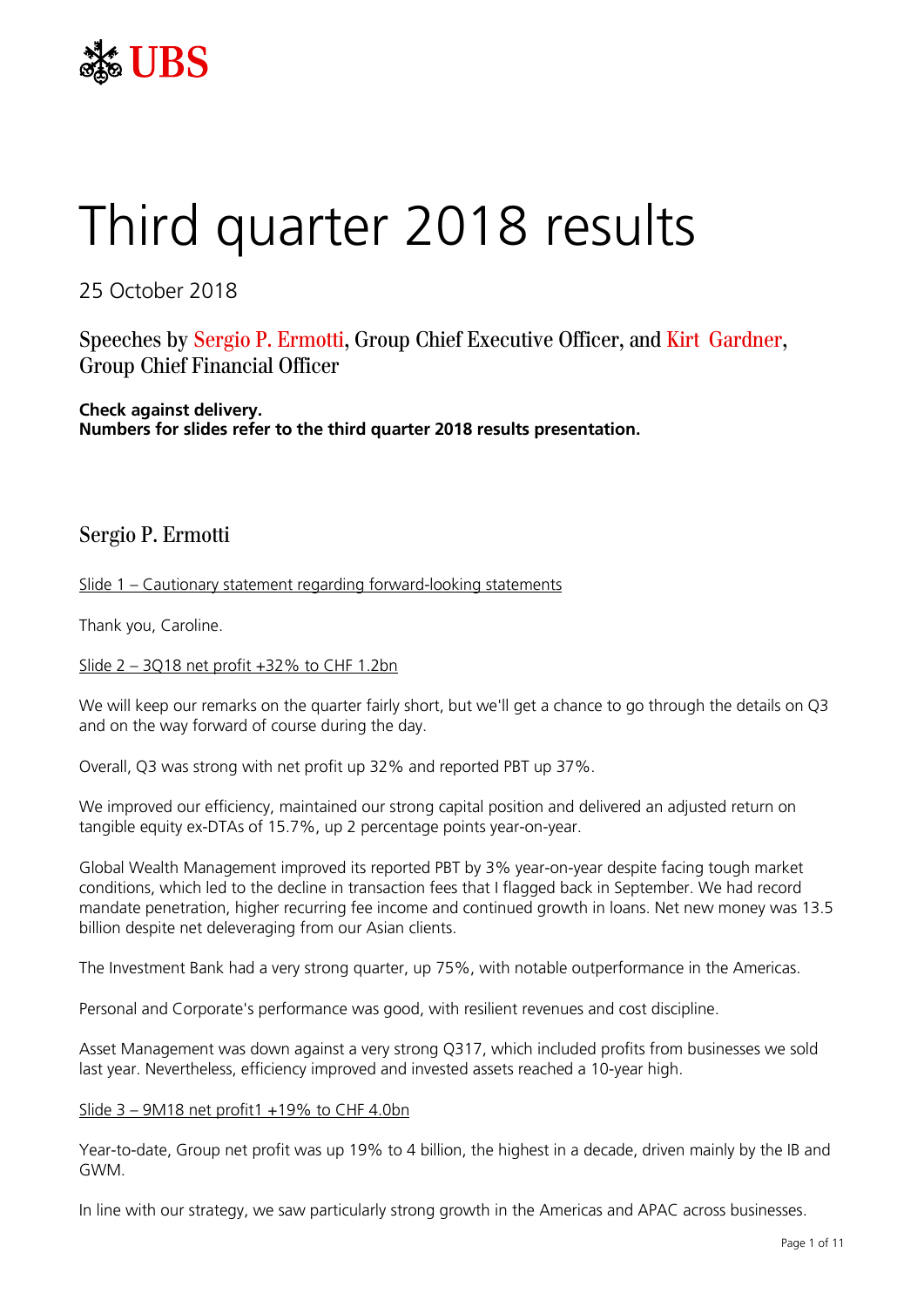# Third quarter 2018 results

25 October 2018

## Speeches by Sergio P. Ermotti, Group Chief Executive Officer, and Kirt Gardner, Group Chief Financial Officer

**Check against delivery.**
**Numbers for slides refer to the third quarter 2018 results presentation.**

## Sergio P. Ermotti

Slide 1 – Cautionary statement regarding forward-looking statements

Thank you, Caroline.

Slide 2 – 3Q18 net profit +32% to CHF 1.2bn

We will keep our remarks on the quarter fairly short, but we'll get a chance to go through the details on Q3 and on the way forward of course during the day.

Overall, Q3 was strong with net profit up 32% and reported PBT up 37%.

We improved our efficiency, maintained our strong capital position and delivered an adjusted return on tangible equity ex-DTAs of 15.7%, up 2 percentage points year-on-year.

Global Wealth Management improved its reported PBT by 3% year-on-year despite facing tough market conditions, which led to the decline in transaction fees that I flagged back in September. We had record mandate penetration, higher recurring fee income and continued growth in loans. Net new money was 13.5 billion despite net deleveraging from our Asian clients.

The Investment Bank had a very strong quarter, up 75%, with notable outperformance in the Americas.

Personal and Corporate's performance was good, with resilient revenues and cost discipline.

Asset Management was down against a very strong Q317, which included profits from businesses we sold last year. Nevertheless, efficiency improved and invested assets reached a 10-year high.

Slide 3 – 9M18 net profit1 +19% to CHF 4.0bn

Year-to-date, Group net profit was up 19% to 4 billion, the highest in a decade, driven mainly by the IB and GWM.

In line with our strategy, we saw particularly strong growth in the Americas and APAC across businesses.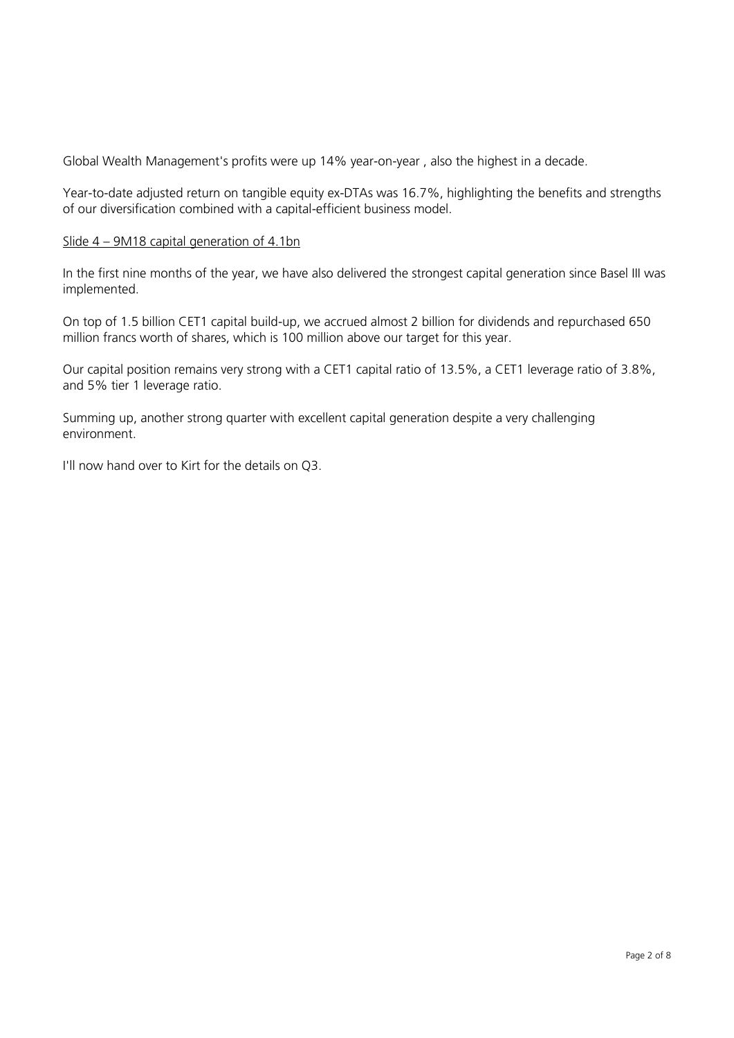Global Wealth Management's profits were up 14% year-on-year , also the highest in a decade.

Year-to-date adjusted return on tangible equity ex-DTAs was 16.7%, highlighting the benefits and strengths of our diversification combined with a capital-efficient business model.

<u>Slide 4 – 9M18 capital generation of 4.1bn</u>

In the first nine months of the year, we have also delivered the strongest capital generation since Basel III was implemented.

On top of 1.5 billion CET1 capital build-up, we accrued almost 2 billion for dividends and repurchased 650 million francs worth of shares, which is 100 million above our target for this year.

Our capital position remains very strong with a CET1 capital ratio of 13.5%, a CET1 leverage ratio of 3.8%, and 5% tier 1 leverage ratio.

Summing up, another strong quarter with excellent capital generation despite a very challenging environment.

I'll now hand over to Kirt for the details on Q3.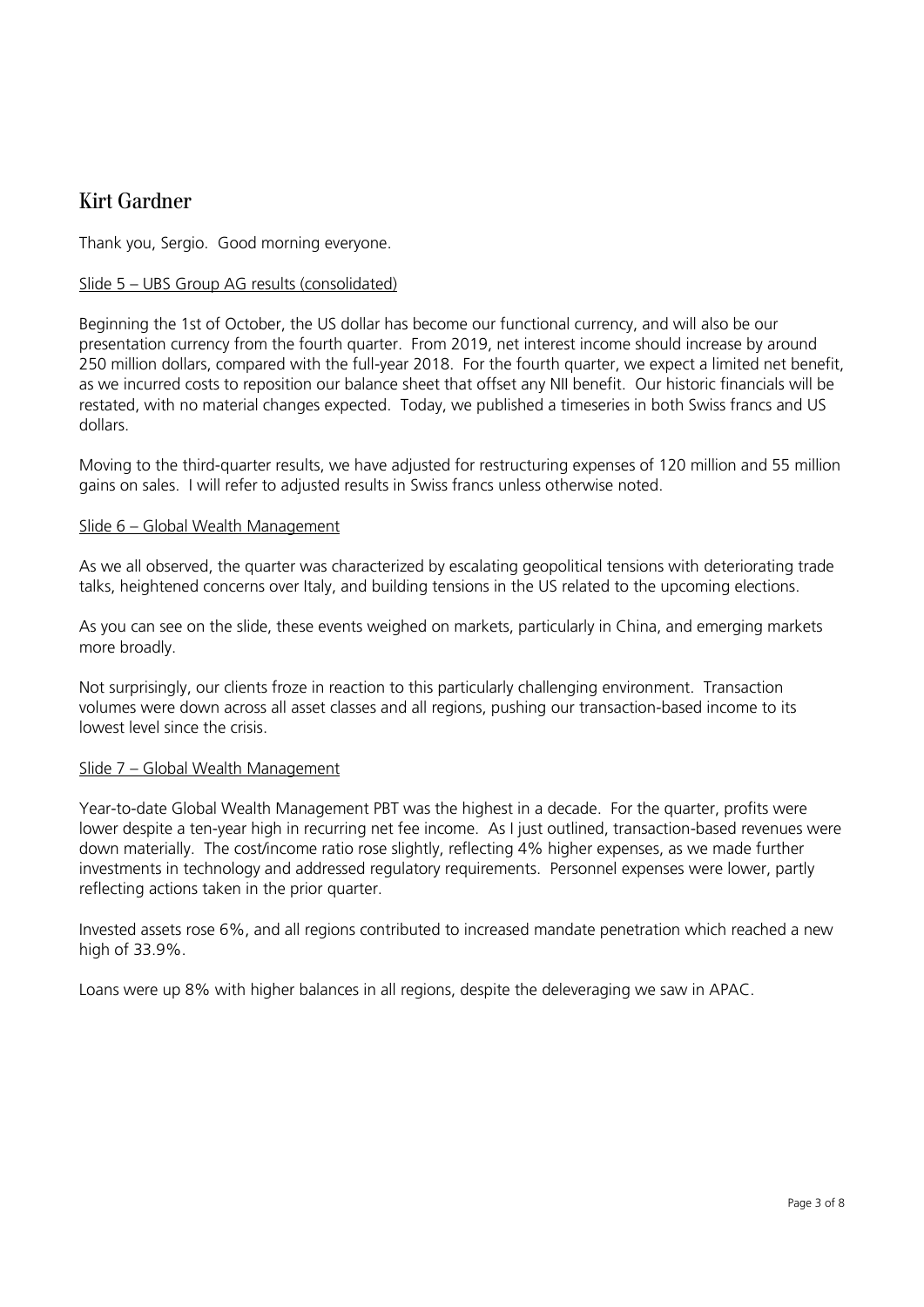## Kirt Gardner

Thank you, Sergio. Good morning everyone.

<u>Slide 5 – UBS Group AG results (consolidated)</u>

Beginning the 1st of October, the US dollar has become our functional currency, and will also be our presentation currency from the fourth quarter. From 2019, net interest income should increase by around 250 million dollars, compared with the full-year 2018. For the fourth quarter, we expect a limited net benefit, as we incurred costs to reposition our balance sheet that offset any NII benefit. Our historic financials will be restated, with no material changes expected. Today, we published a timeseries in both Swiss francs and US dollars.

Moving to the third-quarter results, we have adjusted for restructuring expenses of 120 million and 55 million gains on sales. I will refer to adjusted results in Swiss francs unless otherwise noted.

<u>Slide 6 – Global Wealth Management</u>

As we all observed, the quarter was characterized by escalating geopolitical tensions with deteriorating trade talks, heightened concerns over Italy, and building tensions in the US related to the upcoming elections.

As you can see on the slide, these events weighed on markets, particularly in China, and emerging markets more broadly.

Not surprisingly, our clients froze in reaction to this particularly challenging environment. Transaction volumes were down across all asset classes and all regions, pushing our transaction-based income to its lowest level since the crisis.

<u>Slide 7 – Global Wealth Management</u>

Year-to-date Global Wealth Management PBT was the highest in a decade. For the quarter, profits were lower despite a ten-year high in recurring net fee income. As I just outlined, transaction-based revenues were down materially. The cost/income ratio rose slightly, reflecting 4% higher expenses, as we made further investments in technology and addressed regulatory requirements. Personnel expenses were lower, partly reflecting actions taken in the prior quarter.

Invested assets rose 6%, and all regions contributed to increased mandate penetration which reached a new high of 33.9%.

Loans were up 8% with higher balances in all regions, despite the deleveraging we saw in APAC.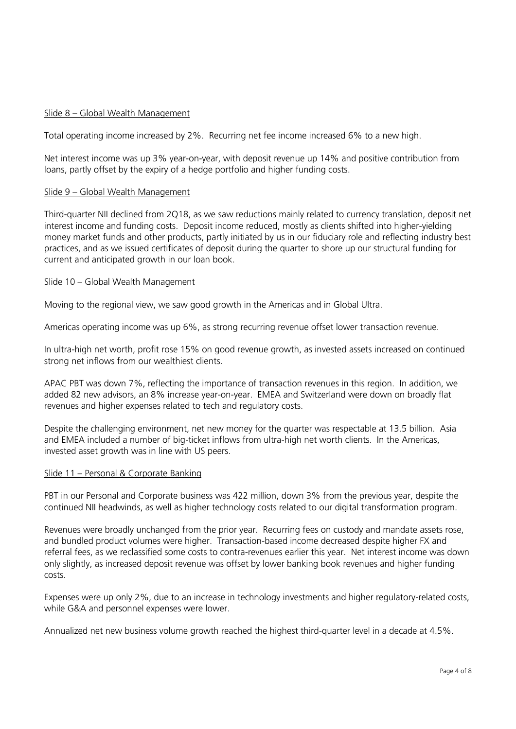Slide 8 – Global Wealth Management

Total operating income increased by 2%. Recurring net fee income increased 6% to a new high.

Net interest income was up 3% year-on-year, with deposit revenue up 14% and positive contribution from loans, partly offset by the expiry of a hedge portfolio and higher funding costs.

Slide 9 – Global Wealth Management

Third-quarter NII declined from 2Q18, as we saw reductions mainly related to currency translation, deposit net interest income and funding costs. Deposit income reduced, mostly as clients shifted into higher-yielding money market funds and other products, partly initiated by us in our fiduciary role and reflecting industry best practices, and as we issued certificates of deposit during the quarter to shore up our structural funding for current and anticipated growth in our loan book.

Slide 10 – Global Wealth Management

Moving to the regional view, we saw good growth in the Americas and in Global Ultra.

Americas operating income was up 6%, as strong recurring revenue offset lower transaction revenue.

In ultra-high net worth, profit rose 15% on good revenue growth, as invested assets increased on continued strong net inflows from our wealthiest clients.

APAC PBT was down 7%, reflecting the importance of transaction revenues in this region. In addition, we added 82 new advisors, an 8% increase year-on-year. EMEA and Switzerland were down on broadly flat revenues and higher expenses related to tech and regulatory costs.

Despite the challenging environment, net new money for the quarter was respectable at 13.5 billion. Asia and EMEA included a number of big-ticket inflows from ultra-high net worth clients. In the Americas, invested asset growth was in line with US peers.

Slide 11 – Personal & Corporate Banking

PBT in our Personal and Corporate business was 422 million, down 3% from the previous year, despite the continued NII headwinds, as well as higher technology costs related to our digital transformation program.

Revenues were broadly unchanged from the prior year. Recurring fees on custody and mandate assets rose, and bundled product volumes were higher. Transaction-based income decreased despite higher FX and referral fees, as we reclassified some costs to contra-revenues earlier this year. Net interest income was down only slightly, as increased deposit revenue was offset by lower banking book revenues and higher funding costs.

Expenses were up only 2%, due to an increase in technology investments and higher regulatory-related costs, while G&A and personnel expenses were lower.

Annualized net new business volume growth reached the highest third-quarter level in a decade at 4.5%.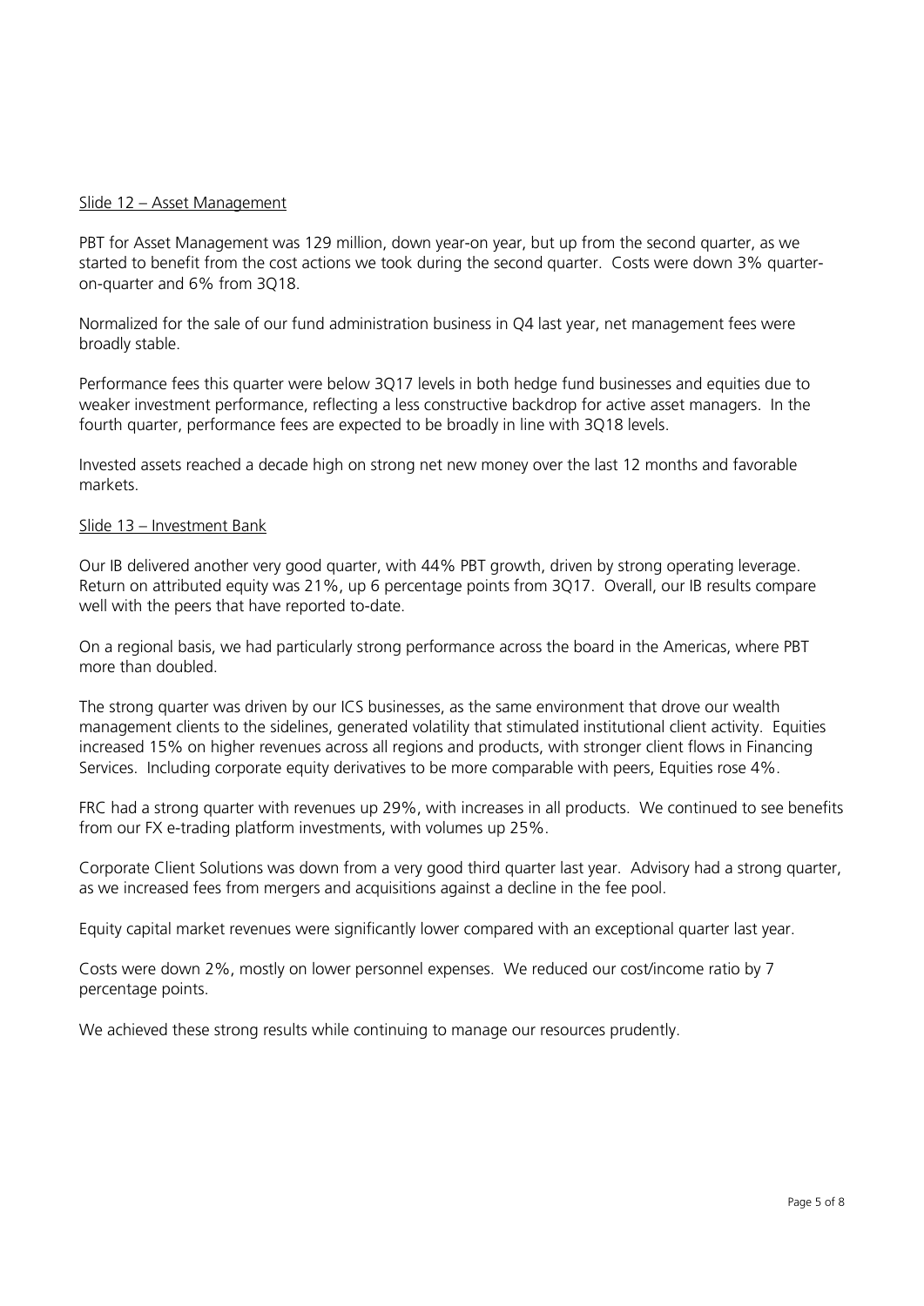Slide 12 – Asset Management

PBT for Asset Management was 129 million, down year-on year, but up from the second quarter, as we started to benefit from the cost actions we took during the second quarter. Costs were down 3% quarter-on-quarter and 6% from 3Q18.

Normalized for the sale of our fund administration business in Q4 last year, net management fees were broadly stable.

Performance fees this quarter were below 3Q17 levels in both hedge fund businesses and equities due to weaker investment performance, reflecting a less constructive backdrop for active asset managers. In the fourth quarter, performance fees are expected to be broadly in line with 3Q18 levels.

Invested assets reached a decade high on strong net new money over the last 12 months and favorable markets.

Slide 13 – Investment Bank

Our IB delivered another very good quarter, with 44% PBT growth, driven by strong operating leverage. Return on attributed equity was 21%, up 6 percentage points from 3Q17. Overall, our IB results compare well with the peers that have reported to-date.

On a regional basis, we had particularly strong performance across the board in the Americas, where PBT more than doubled.

The strong quarter was driven by our ICS businesses, as the same environment that drove our wealth management clients to the sidelines, generated volatility that stimulated institutional client activity. Equities increased 15% on higher revenues across all regions and products, with stronger client flows in Financing Services. Including corporate equity derivatives to be more comparable with peers, Equities rose 4%.

FRC had a strong quarter with revenues up 29%, with increases in all products. We continued to see benefits from our FX e-trading platform investments, with volumes up 25%.

Corporate Client Solutions was down from a very good third quarter last year. Advisory had a strong quarter, as we increased fees from mergers and acquisitions against a decline in the fee pool.

Equity capital market revenues were significantly lower compared with an exceptional quarter last year.

Costs were down 2%, mostly on lower personnel expenses. We reduced our cost/income ratio by 7 percentage points.

We achieved these strong results while continuing to manage our resources prudently.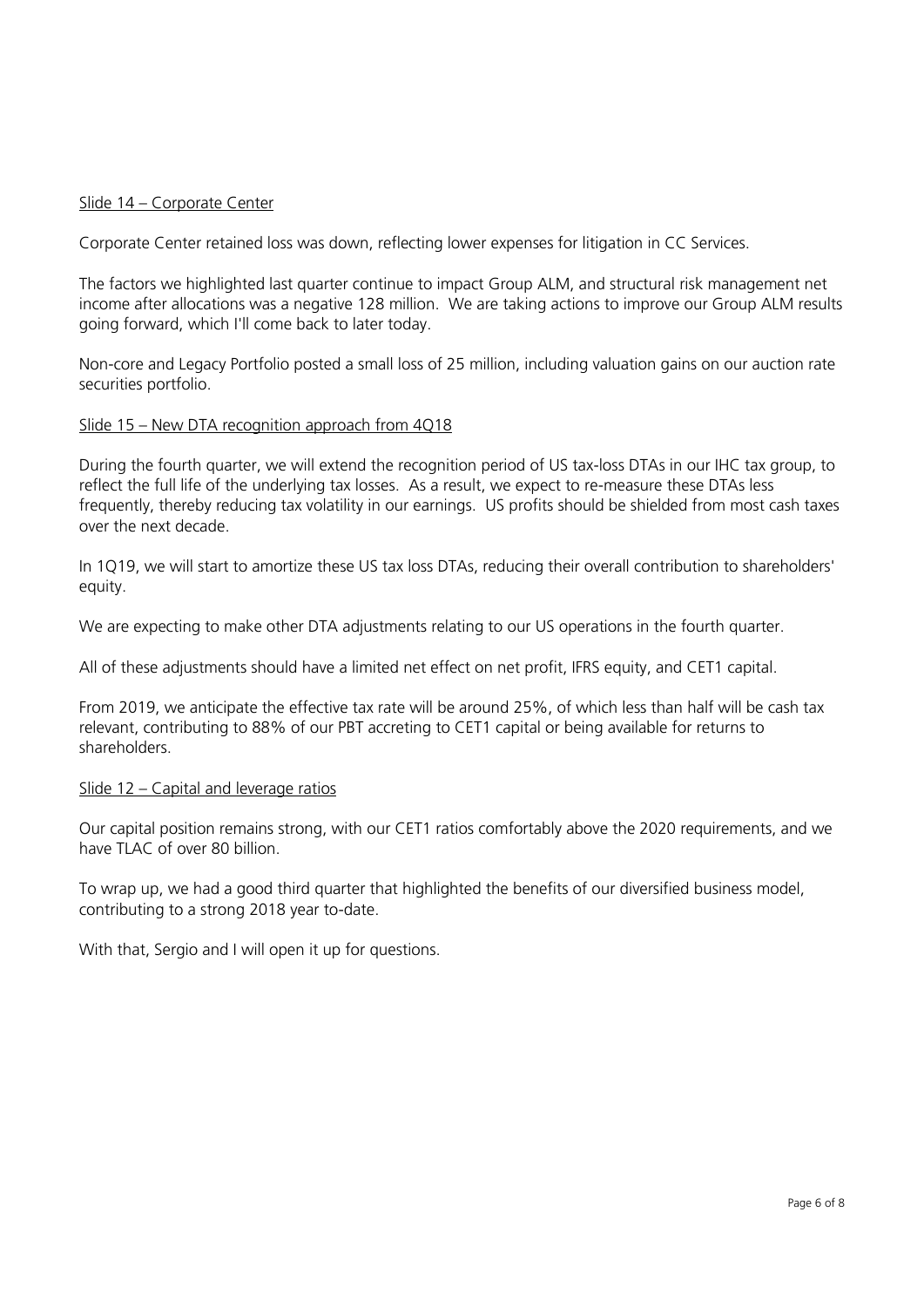Slide 14 – Corporate Center

Corporate Center retained loss was down, reflecting lower expenses for litigation in CC Services.

The factors we highlighted last quarter continue to impact Group ALM, and structural risk management net income after allocations was a negative 128 million. We are taking actions to improve our Group ALM results going forward, which I'll come back to later today.

Non-core and Legacy Portfolio posted a small loss of 25 million, including valuation gains on our auction rate securities portfolio.

Slide 15 – New DTA recognition approach from 4Q18

During the fourth quarter, we will extend the recognition period of US tax-loss DTAs in our IHC tax group, to reflect the full life of the underlying tax losses. As a result, we expect to re-measure these DTAs less frequently, thereby reducing tax volatility in our earnings. US profits should be shielded from most cash taxes over the next decade.

In 1Q19, we will start to amortize these US tax loss DTAs, reducing their overall contribution to shareholders' equity.

We are expecting to make other DTA adjustments relating to our US operations in the fourth quarter.

All of these adjustments should have a limited net effect on net profit, IFRS equity, and CET1 capital.

From 2019, we anticipate the effective tax rate will be around 25%, of which less than half will be cash tax relevant, contributing to 88% of our PBT accreting to CET1 capital or being available for returns to shareholders.

Slide 12 – Capital and leverage ratios

Our capital position remains strong, with our CET1 ratios comfortably above the 2020 requirements, and we have TLAC of over 80 billion.

To wrap up, we had a good third quarter that highlighted the benefits of our diversified business model, contributing to a strong 2018 year to-date.

With that, Sergio and I will open it up for questions.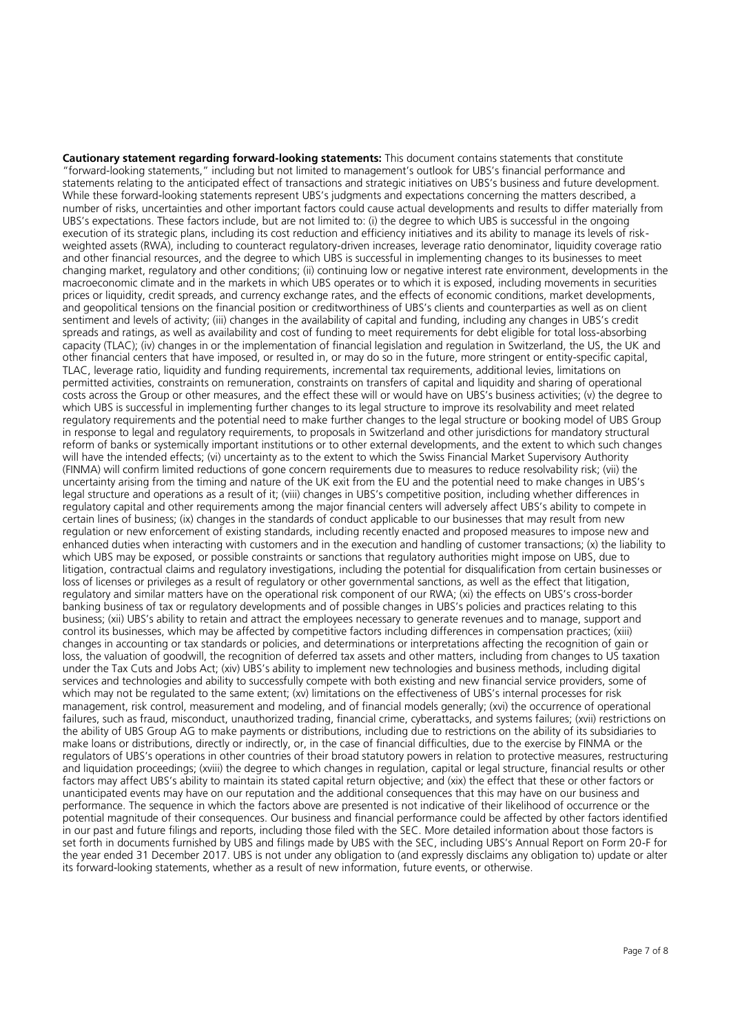**Cautionary statement regarding forward-looking statements:** This document contains statements that constitute "forward-looking statements," including but not limited to management's outlook for UBS's financial performance and statements relating to the anticipated effect of transactions and strategic initiatives on UBS's business and future development. While these forward-looking statements represent UBS's judgments and expectations concerning the matters described, a number of risks, uncertainties and other important factors could cause actual developments and results to differ materially from UBS's expectations. These factors include, but are not limited to: (i) the degree to which UBS is successful in the ongoing execution of its strategic plans, including its cost reduction and efficiency initiatives and its ability to manage its levels of risk-weighted assets (RWA), including to counteract regulatory-driven increases, leverage ratio denominator, liquidity coverage ratio and other financial resources, and the degree to which UBS is successful in implementing changes to its businesses to meet changing market, regulatory and other conditions; (ii) continuing low or negative interest rate environment, developments in the macroeconomic climate and in the markets in which UBS operates or to which it is exposed, including movements in securities prices or liquidity, credit spreads, and currency exchange rates, and the effects of economic conditions, market developments, and geopolitical tensions on the financial position or creditworthiness of UBS's clients and counterparties as well as on client sentiment and levels of activity; (iii) changes in the availability of capital and funding, including any changes in UBS's credit spreads and ratings, as well as availability and cost of funding to meet requirements for debt eligible for total loss-absorbing capacity (TLAC); (iv) changes in or the implementation of financial legislation and regulation in Switzerland, the US, the UK and other financial centers that have imposed, or resulted in, or may do so in the future, more stringent or entity-specific capital, TLAC, leverage ratio, liquidity and funding requirements, incremental tax requirements, additional levies, limitations on permitted activities, constraints on remuneration, constraints on transfers of capital and liquidity and sharing of operational costs across the Group or other measures, and the effect these will or would have on UBS's business activities; (v) the degree to which UBS is successful in implementing further changes to its legal structure to improve its resolvability and meet related regulatory requirements and the potential need to make further changes to the legal structure or booking model of UBS Group in response to legal and regulatory requirements, to proposals in Switzerland and other jurisdictions for mandatory structural reform of banks or systemically important institutions or to other external developments, and the extent to which such changes will have the intended effects; (vi) uncertainty as to the extent to which the Swiss Financial Market Supervisory Authority (FINMA) will confirm limited reductions of gone concern requirements due to measures to reduce resolvability risk; (vii) the uncertainty arising from the timing and nature of the UK exit from the EU and the potential need to make changes in UBS's legal structure and operations as a result of it; (viii) changes in UBS's competitive position, including whether differences in regulatory capital and other requirements among the major financial centers will adversely affect UBS's ability to compete in certain lines of business; (ix) changes in the standards of conduct applicable to our businesses that may result from new regulation or new enforcement of existing standards, including recently enacted and proposed measures to impose new and enhanced duties when interacting with customers and in the execution and handling of customer transactions; (x) the liability to which UBS may be exposed, or possible constraints or sanctions that regulatory authorities might impose on UBS, due to litigation, contractual claims and regulatory investigations, including the potential for disqualification from certain businesses or loss of licenses or privileges as a result of regulatory or other governmental sanctions, as well as the effect that litigation, regulatory and similar matters have on the operational risk component of our RWA; (xi) the effects on UBS's cross-border banking business of tax or regulatory developments and of possible changes in UBS's policies and practices relating to this business; (xii) UBS's ability to retain and attract the employees necessary to generate revenues and to manage, support and control its businesses, which may be affected by competitive factors including differences in compensation practices; (xiii) changes in accounting or tax standards or policies, and determinations or interpretations affecting the recognition of gain or loss, the valuation of goodwill, the recognition of deferred tax assets and other matters, including from changes to US taxation under the Tax Cuts and Jobs Act; (xiv) UBS's ability to implement new technologies and business methods, including digital services and technologies and ability to successfully compete with both existing and new financial service providers, some of which may not be regulated to the same extent; (xv) limitations on the effectiveness of UBS's internal processes for risk management, risk control, measurement and modeling, and of financial models generally; (xvi) the occurrence of operational failures, such as fraud, misconduct, unauthorized trading, financial crime, cyberattacks, and systems failures; (xvii) restrictions on the ability of UBS Group AG to make payments or distributions, including due to restrictions on the ability of its subsidiaries to make loans or distributions, directly or indirectly, or, in the case of financial difficulties, due to the exercise by FINMA or the regulators of UBS's operations in other countries of their broad statutory powers in relation to protective measures, restructuring and liquidation proceedings; (xviii) the degree to which changes in regulation, capital or legal structure, financial results or other factors may affect UBS's ability to maintain its stated capital return objective; and (xix) the effect that these or other factors or unanticipated events may have on our reputation and the additional consequences that this may have on our business and performance. The sequence in which the factors above are presented is not indicative of their likelihood of occurrence or the potential magnitude of their consequences. Our business and financial performance could be affected by other factors identified in our past and future filings and reports, including those filed with the SEC. More detailed information about those factors is set forth in documents furnished by UBS and filings made by UBS with the SEC, including UBS's Annual Report on Form 20-F for the year ended 31 December 2017. UBS is not under any obligation to (and expressly disclaims any obligation to) update or alter its forward-looking statements, whether as a result of new information, future events, or otherwise.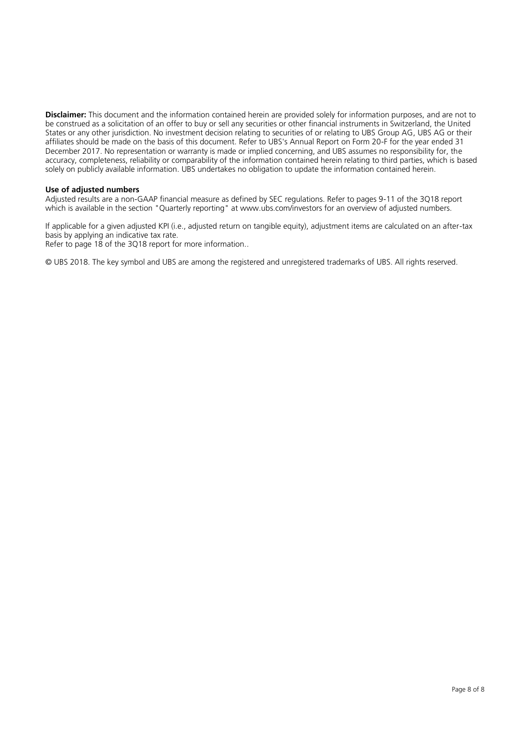**Disclaimer:** This document and the information contained herein are provided solely for information purposes, and are not to be construed as a solicitation of an offer to buy or sell any securities or other financial instruments in Switzerland, the United States or any other jurisdiction. No investment decision relating to securities of or relating to UBS Group AG, UBS AG or their affiliates should be made on the basis of this document. Refer to UBS's Annual Report on Form 20-F for the year ended 31 December 2017. No representation or warranty is made or implied concerning, and UBS assumes no responsibility for, the accuracy, completeness, reliability or comparability of the information contained herein relating to third parties, which is based solely on publicly available information. UBS undertakes no obligation to update the information contained herein.

**Use of adjusted numbers**

Adjusted results are a non-GAAP financial measure as defined by SEC regulations. Refer to pages 9-11 of the 3Q18 report which is available in the section "Quarterly reporting" at www.ubs.com/investors for an overview of adjusted numbers.

If applicable for a given adjusted KPI (i.e., adjusted return on tangible equity), adjustment items are calculated on an after-tax basis by applying an indicative tax rate.
Refer to page 18 of the 3Q18 report for more information..

© UBS 2018. The key symbol and UBS are among the registered and unregistered trademarks of UBS. All rights reserved.